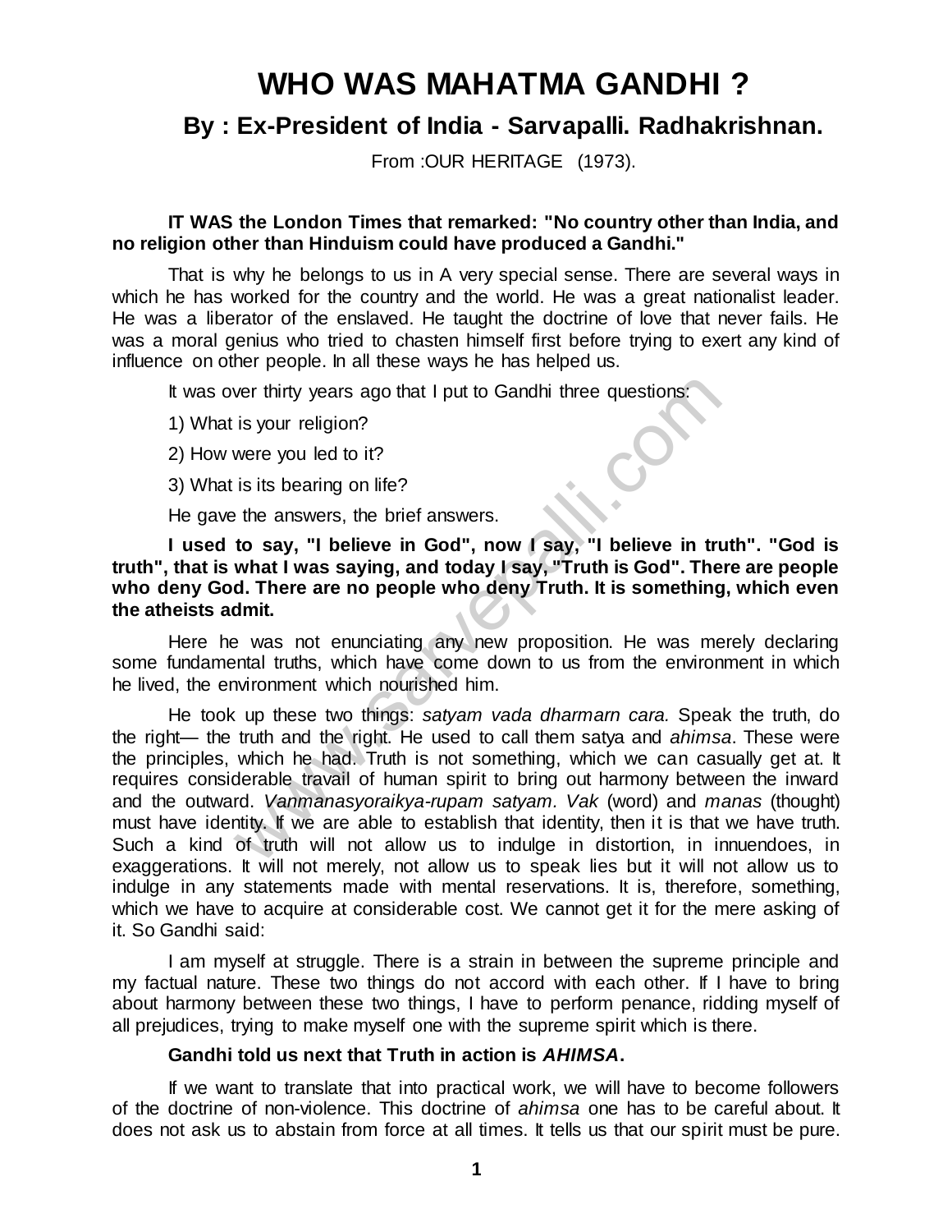# WHO WAS MAHATMA GANDHI ?

## By : Ex-President of India - Sarvapalli. Radhakrishnan.

From :OUR HERITAGE (1973).

**IT WAS the London Times that remarked: "No country other than India, and no religion other than Hinduism could have produced a Gandhi."**

That is why he belongs to us in A very special sense. There are several ways in which he has worked for the country and the world. He was a great nationalist leader. He was a liberator of the enslaved. He taught the doctrine of love that never fails. He was a moral genius who tried to chasten himself first before trying to exert any kind of influence on other people. In all these ways he has helped us.

It was over thirty years ago that I put to Gandhi three questions:

1) What is your religion?

2) How were you led to it?

3) What is its bearing on life?

He gave the answers, the brief answers.

**I used to say, "I believe in God", now I say, "I believe in truth". "God is truth", that is what I was saying, and today I say, "Truth is God". There are people who deny God. There are no people who deny Truth. It is something, which even the atheists admit.**

Here he was not enunciating any new proposition. He was merely declaring some fundamental truths, which have come down to us from the environment in which he lived, the environment which nourished him.

He took up these two things: *satyam vada dharmarn cara.* Speak the truth, do the right— the truth and the right. He used to call them satya and *ahimsa*. These were the principles, which he had. Truth is not something, which we can casually get at. It requires considerable travail of human spirit to bring out harmony between the inward and the outward. *Vanmanasyoraikya-rupam satyam. Vak* (word) and *manas* (thought) must have identity. If we are able to establish that identity, then it is that we have truth. Such a kind of truth will not allow us to indulge in distortion, in innuendoes, in exaggerations. It will not merely, not allow us to speak lies but it will not allow us to indulge in any statements made with mental reservations. It is, therefore, something, which we have to acquire at considerable cost. We cannot get it for the mere asking of it. So Gandhi said:

I am myself at struggle. There is a strain in between the supreme principle and my factual nature. These two things do not accord with each other. If I have to bring about harmony between these two things, I have to perform penance, ridding myself of all prejudices, trying to make myself one with the supreme spirit which is there.

**Gandhi told us next that Truth in action is *AHIMSA*.**

If we want to translate that into practical work, we will have to become followers of the doctrine of non-violence. This doctrine of *ahimsa* one has to be careful about. It does not ask us to abstain from force at all times. It tells us that our spirit must be pure.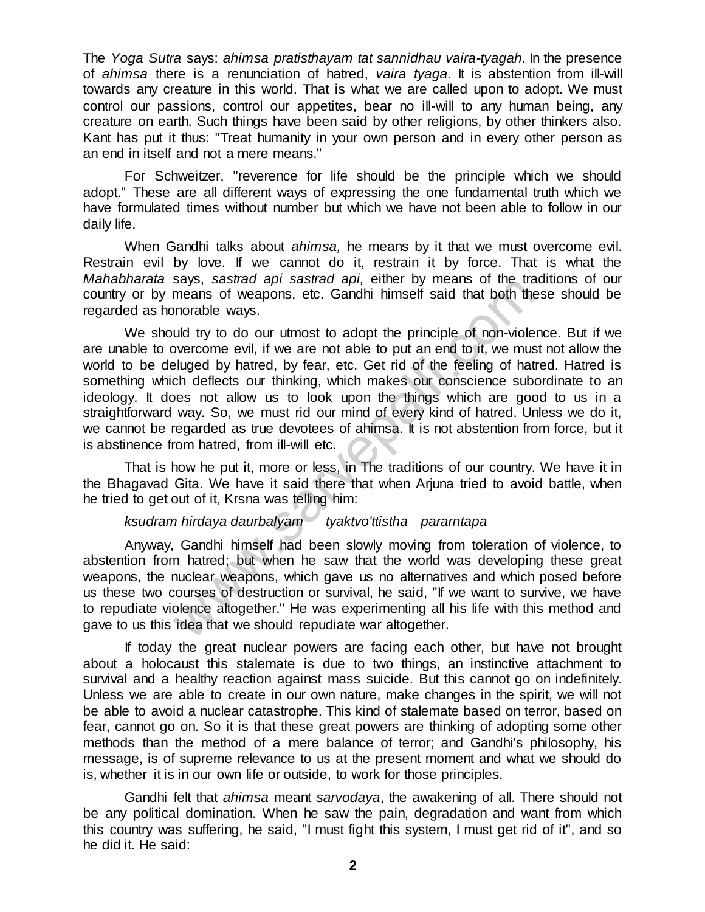The *Yoga Sutra* says: *ahimsa pratisthayam tat sannidhau vaira-tyagah*. In the presence of *ahimsa* there is a renunciation of hatred, *vaira tyaga*. It is abstention from ill-will towards any creature in this world. That is what we are called upon to adopt. We must control our passions, control our appetites, bear no ill-will to any human being, any creature on earth. Such things have been said by other religions, by other thinkers also. Kant has put it thus: "Treat humanity in your own person and in every other person as an end in itself and not a mere means."

For Schweitzer, "reverence for life should be the principle which we should adopt." These are all different ways of expressing the one fundamental truth which we have formulated times without number but which we have not been able to follow in our daily life.

When Gandhi talks about *ahimsa,* he means by it that we must overcome evil. Restrain evil by love. If we cannot do it, restrain it by force. That is what the *Mahabharata* says, *sastrad api sastrad api,* either by means of the traditions of our country or by means of weapons, etc. Gandhi himself said that both these should be regarded as honorable ways.

We should try to do our utmost to adopt the principle of non-violence. But if we are unable to overcome evil, if we are not able to put an end to it, we must not allow the world to be deluged by hatred, by fear, etc. Get rid of the feeling of hatred. Hatred is something which deflects our thinking, which makes our conscience subordinate to an ideology. It does not allow us to look upon the things which are good to us in a straightforward way. So, we must rid our mind of every kind of hatred. Unless we do it, we cannot be regarded as true devotees of ahimsa. It is not abstention from force, but it is abstinence from hatred, from ill-will etc.

That is how he put it, more or less, in The traditions of our country. We have it in the Bhagavad Gita. We have it said there that when Arjuna tried to avoid battle, when he tried to get out of it, Krsna was telling him:

*ksudram hirdaya daurbalyam tyaktvo'ttistha pararntapa*

Anyway, Gandhi himself had been slowly moving from toleration of violence, to abstention from hatred; but when he saw that the world was developing these great weapons, the nuclear weapons, which gave us no alternatives and which posed before us these two courses of destruction or survival, he said, "If we want to survive, we have to repudiate violence altogether." He was experimenting all his life with this method and gave to us this idea that we should repudiate war altogether.

If today the great nuclear powers are facing each other, but have not brought about a holocaust this stalemate is due to two things, an instinctive attachment to survival and a healthy reaction against mass suicide. But this cannot go on indefinitely. Unless we are able to create in our own nature, make changes in the spirit, we will not be able to avoid a nuclear catastrophe. This kind of stalemate based on terror, based on fear, cannot go on. So it is that these great powers are thinking of adopting some other methods than the method of a mere balance of terror; and Gandhi's philosophy, his message, is of supreme relevance to us at the present moment and what we should do is, whether it is in our own life or outside, to work for those principles.

Gandhi felt that *ahimsa* meant *sarvodaya*, the awakening of all. There should not be any political domination. When he saw the pain, degradation and want from which this country was suffering, he said, "I must fight this system, I must get rid of it", and so he did it. He said: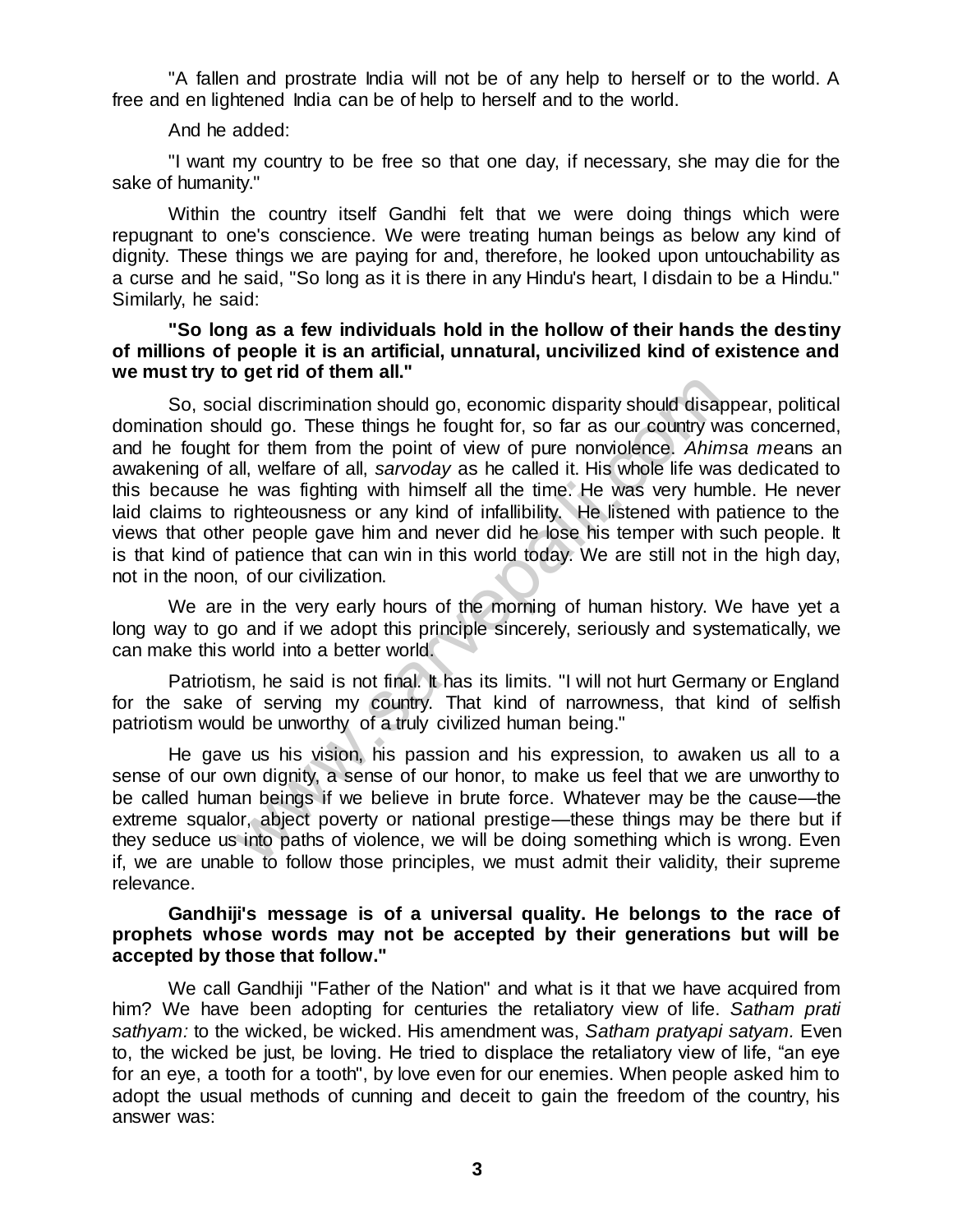"A fallen and prostrate India will not be of any help to herself or to the world. A free and en lightened India can be of help to herself and to the world.

And he added:

"I want my country to be free so that one day, if necessary, she may die for the sake of humanity."

Within the country itself Gandhi felt that we were doing things which were repugnant to one's conscience. We were treating human beings as below any kind of dignity. These things we are paying for and, therefore, he looked upon untouchability as a curse and he said, "So long as it is there in any Hindu's heart, I disdain to be a Hindu." Similarly, he said:

**"So long as a few individuals hold in the hollow of their hands the destiny of millions of people it is an artificial, unnatural, uncivilized kind of existence and we must try to get rid of them all."**

So, social discrimination should go, economic disparity should disappear, political domination should go. These things he fought for, so far as our country was concerned, and he fought for them from the point of view of pure nonviolence. *Ahimsa me*ans an awakening of all, welfare of all, *sarvoday* as he called it. His whole life was dedicated to this because he was fighting with himself all the time. He was very humble. He never laid claims to righteousness or any kind of infallibility. He listened with patience to the views that other people gave him and never did he lose his temper with such people. It is that kind of patience that can win in this world today. We are still not in the high day, not in the noon, of our civilization.

We are in the very early hours of the morning of human history. We have yet a long way to go and if we adopt this principle sincerely, seriously and systematically, we can make this world into a better world.

Patriotism, he said is not final. It has its limits. "I will not hurt Germany or England for the sake of serving my country. That kind of narrowness, that kind of selfish patriotism would be unworthy of a truly civilized human being."

He gave us his vision, his passion and his expression, to awaken us all to a sense of our own dignity, a sense of our honor, to make us feel that we are unworthy to be called human beings if we believe in brute force. Whatever may be the cause—the extreme squalor, abject poverty or national prestige—these things may be there but if they seduce us into paths of violence, we will be doing something which is wrong. Even if, we are unable to follow those principles, we must admit their validity, their supreme relevance.

**Gandhiji's message is of a universal quality. He belongs to the race of prophets whose words may not be accepted by their generations but will be accepted by those that follow."**

We call Gandhiji "Father of the Nation" and what is it that we have acquired from him? We have been adopting for centuries the retaliatory view of life. *Satham prati sathyam:* to the wicked, be wicked. His amendment was, *Satham pratyapi satyam.* Even to, the wicked be just, be loving. He tried to displace the retaliatory view of life, "an eye for an eye, a tooth for a tooth", by love even for our enemies. When people asked him to adopt the usual methods of cunning and deceit to gain the freedom of the country, his answer was: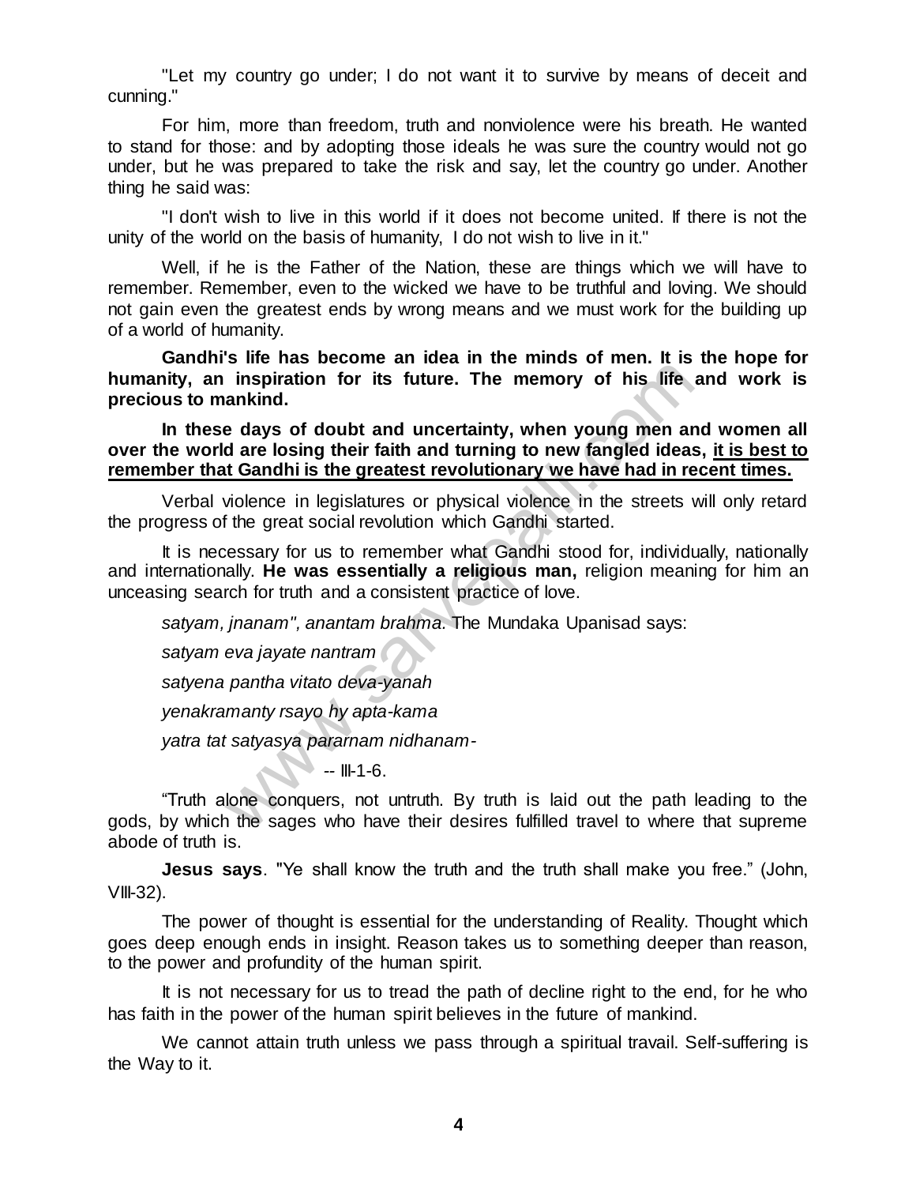"Let my country go under; I do not want it to survive by means of deceit and cunning."

For him, more than freedom, truth and nonviolence were his breath. He wanted to stand for those: and by adopting those ideals he was sure the country would not go under, but he was prepared to take the risk and say, let the country go under. Another thing he said was:

"I don't wish to live in this world if it does not become united. If there is not the unity of the world on the basis of humanity, I do not wish to live in it."

Well, if he is the Father of the Nation, these are things which we will have to remember. Remember, even to the wicked we have to be truthful and loving. We should not gain even the greatest ends by wrong means and we must work for the building up of a world of humanity.

**Gandhi's life has become an idea in the minds of men. It is the hope for humanity, an inspiration for its future. The memory of his life and work is precious to mankind.**

**In these days of doubt and uncertainty, when young men and women all over the world are losing their faith and turning to new fangled ideas, <u>it is best to remember that Gandhi is the greatest revolutionary we have had in recent times.</u>**

Verbal violence in legislatures or physical violence in the streets will only retard the progress of the great social revolution which Gandhi started.

It is necessary for us to remember what Gandhi stood for, individually, nationally and internationally. **He was essentially a religious man,** religion meaning for him an unceasing search for truth and a consistent practice of love.

*satyam, jnanam", anantam brahma*. The Mundaka Upanisad says:

*satyam eva jayate nantram*

*satyena pantha vitato deva-yanah*

*yenakramanty rsayo hy apta-kama*

*yatra tat satyasya pararnam nidhanam*-

-- III-1-6.

"Truth alone conquers, not untruth. By truth is laid out the path leading to the gods, by which the sages who have their desires fulfilled travel to where that supreme abode of truth is.

**Jesus says**. "Ye shall know the truth and the truth shall make you free." (John, VIII-32).

The power of thought is essential for the understanding of Reality. Thought which goes deep enough ends in insight. Reason takes us to something deeper than reason, to the power and profundity of the human spirit.

It is not necessary for us to tread the path of decline right to the end, for he who has faith in the power of the human spirit believes in the future of mankind.

We cannot attain truth unless we pass through a spiritual travail. Self-suffering is the Way to it.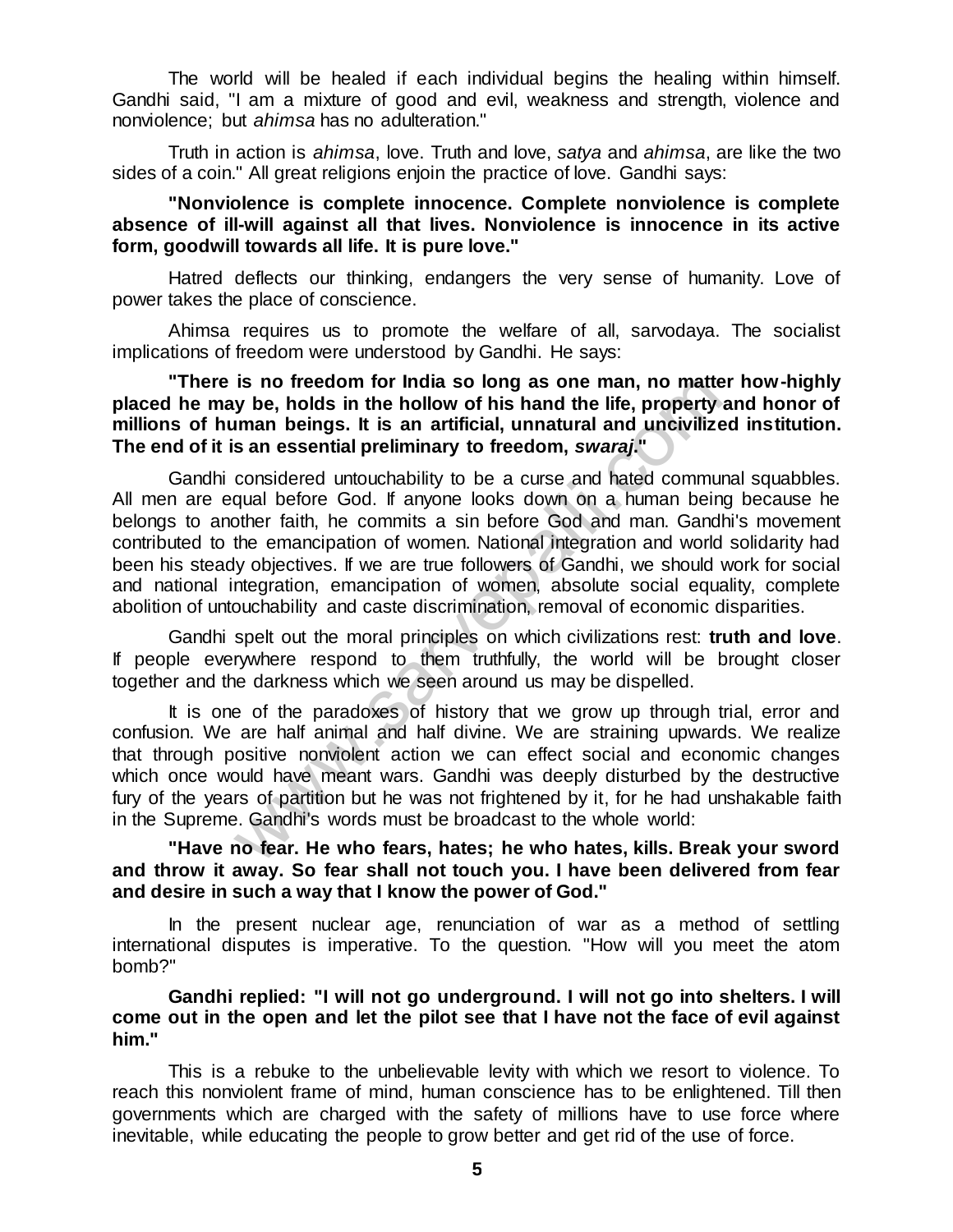The world will be healed if each individual begins the healing within himself. Gandhi said, "I am a mixture of good and evil, weakness and strength, violence and nonviolence; but *ahimsa* has no adulteration."

Truth in action is *ahimsa*, love. Truth and love, *satya* and *ahimsa*, are like the two sides of a coin." All great religions enjoin the practice of love. Gandhi says:

**"Nonviolence is complete innocence. Complete nonviolence is complete absence of ill-will against all that lives. Nonviolence is innocence in its active form, goodwill towards all life. It is pure love."**

Hatred deflects our thinking, endangers the very sense of humanity. Love of power takes the place of conscience.

Ahimsa requires us to promote the welfare of all, sarvodaya. The socialist implications of freedom were understood by Gandhi. He says:

**"There is no freedom for India so long as one man, no matter how-highly placed he may be, holds in the hollow of his hand the life, property and honor of millions of human beings. It is an artificial, unnatural and uncivilized institution. The end of it is an essential preliminary to freedom, *swaraj*."**

Gandhi considered untouchability to be a curse and hated communal squabbles. All men are equal before God. If anyone looks down on a human being because he belongs to another faith, he commits a sin before God and man. Gandhi's movement contributed to the emancipation of women. National integration and world solidarity had been his steady objectives. If we are true followers of Gandhi, we should work for social and national integration, emancipation of women, absolute social equality, complete abolition of untouchability and caste discrimination, removal of economic disparities.

Gandhi spelt out the moral principles on which civilizations rest: **truth and love**. If people everywhere respond to them truthfully, the world will be brought closer together and the darkness which we seen around us may be dispelled.

It is one of the paradoxes of history that we grow up through trial, error and confusion. We are half animal and half divine. We are straining upwards. We realize that through positive nonviolent action we can effect social and economic changes which once would have meant wars. Gandhi was deeply disturbed by the destructive fury of the years of partition but he was not frightened by it, for he had unshakable faith in the Supreme. Gandhi's words must be broadcast to the whole world:

**"Have no fear. He who fears, hates; he who hates, kills. Break your sword and throw it away. So fear shall not touch you. I have been delivered from fear and desire in such a way that I know the power of God."**

In the present nuclear age, renunciation of war as a method of settling international disputes is imperative. To the question. "How will you meet the atom bomb?"

**Gandhi replied: "I will not go underground. I will not go into shelters. I will come out in the open and let the pilot see that I have not the face of evil against him."**

This is a rebuke to the unbelievable levity with which we resort to violence. To reach this nonviolent frame of mind, human conscience has to be enlightened. Till then governments which are charged with the safety of millions have to use force where inevitable, while educating the people to grow better and get rid of the use of force.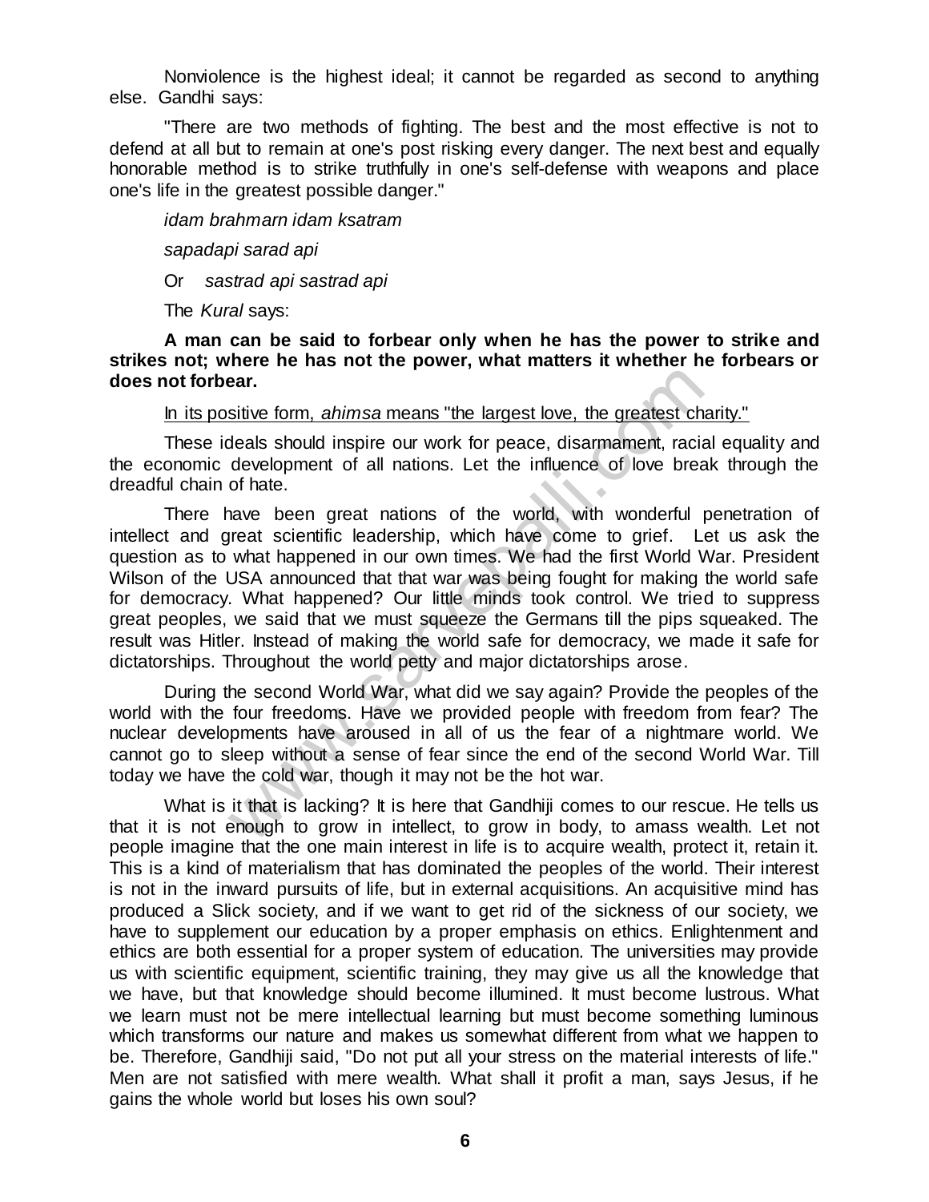Nonviolence is the highest ideal; it cannot be regarded as second to anything else. Gandhi says:

"There are two methods of fighting. The best and the most effective is not to defend at all but to remain at one's post risking every danger. The next best and equally honorable method is to strike truthfully in one's self-defense with weapons and place one's life in the greatest possible danger."

*idam brahmarn idam ksatram*

*sapadapi sarad api*

Or *sastrad api sastrad api*

The *Kural* says:

**A man can be said to forbear only when he has the power to strike and strikes not; where he has not the power, what matters it whether he forbears or does not forbear.**

In its positive form, *ahimsa* means "the largest love, the greatest charity."

These ideals should inspire our work for peace, disarmament, racial equality and the economic development of all nations. Let the influence of love break through the dreadful chain of hate.

There have been great nations of the world, with wonderful penetration of intellect and great scientific leadership, which have come to grief. Let us ask the question as to what happened in our own times. We had the first World War. President Wilson of the USA announced that that war was being fought for making the world safe for democracy. What happened? Our little minds took control. We tried to suppress great peoples, we said that we must squeeze the Germans till the pips squeaked. The result was Hitler. Instead of making the world safe for democracy, we made it safe for dictatorships. Throughout the world petty and major dictatorships arose.

During the second World War, what did we say again? Provide the peoples of the world with the four freedoms. Have we provided people with freedom from fear? The nuclear developments have aroused in all of us the fear of a nightmare world. We cannot go to sleep without a sense of fear since the end of the second World War. Till today we have the cold war, though it may not be the hot war.

What is it that is lacking? It is here that Gandhiji comes to our rescue. He tells us that it is not enough to grow in intellect, to grow in body, to amass wealth. Let not people imagine that the one main interest in life is to acquire wealth, protect it, retain it. This is a kind of materialism that has dominated the peoples of the world. Their interest is not in the inward pursuits of life, but in external acquisitions. An acquisitive mind has produced a Slick society, and if we want to get rid of the sickness of our society, we have to supplement our education by a proper emphasis on ethics. Enlightenment and ethics are both essential for a proper system of education. The universities may provide us with scientific equipment, scientific training, they may give us all the knowledge that we have, but that knowledge should become illumined. It must become lustrous. What we learn must not be mere intellectual learning but must become something luminous which transforms our nature and makes us somewhat different from what we happen to be. Therefore, Gandhiji said, "Do not put all your stress on the material interests of life." Men are not satisfied with mere wealth. What shall it profit a man, says Jesus, if he gains the whole world but loses his own soul?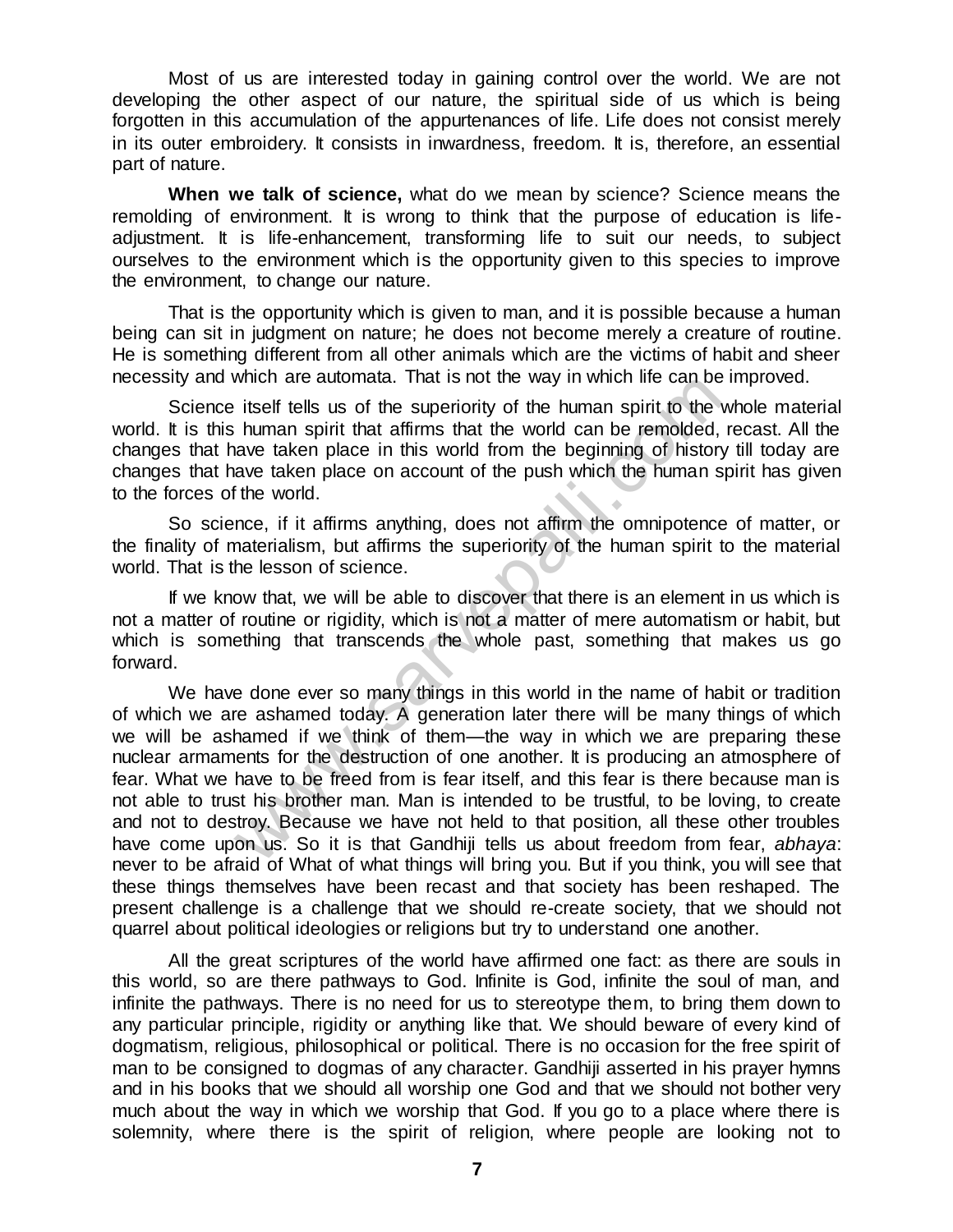Most of us are interested today in gaining control over the world. We are not developing the other aspect of our nature, the spiritual side of us which is being forgotten in this accumulation of the appurtenances of life. Life does not consist merely in its outer embroidery. It consists in inwardness, freedom. It is, therefore, an essential part of nature.

**When we talk of science,** what do we mean by science? Science means the remolding of environment. It is wrong to think that the purpose of education is life-adjustment. It is life-enhancement, transforming life to suit our needs, to subject ourselves to the environment which is the opportunity given to this species to improve the environment, to change our nature.

That is the opportunity which is given to man, and it is possible because a human being can sit in judgment on nature; he does not become merely a creature of routine. He is something different from all other animals which are the victims of habit and sheer necessity and which are automata. That is not the way in which life can be improved.

Science itself tells us of the superiority of the human spirit to the whole material world. It is this human spirit that affirms that the world can be remolded, recast. All the changes that have taken place in this world from the beginning of history till today are changes that have taken place on account of the push which the human spirit has given to the forces of the world.

So science, if it affirms anything, does not affirm the omnipotence of matter, or the finality of materialism, but affirms the superiority of the human spirit to the material world. That is the lesson of science.

If we know that, we will be able to discover that there is an element in us which is not a matter of routine or rigidity, which is not a matter of mere automatism or habit, but which is something that transcends the whole past, something that makes us go forward.

We have done ever so many things in this world in the name of habit or tradition of which we are ashamed today. A generation later there will be many things of which we will be ashamed if we think of them—the way in which we are preparing these nuclear armaments for the destruction of one another. It is producing an atmosphere of fear. What we have to be freed from is fear itself, and this fear is there because man is not able to trust his brother man. Man is intended to be trustful, to be loving, to create and not to destroy. Because we have not held to that position, all these other troubles have come upon us. So it is that Gandhiji tells us about freedom from fear, *abhaya*: never to be afraid of What of what things will bring you. But if you think, you will see that these things themselves have been recast and that society has been reshaped. The present challenge is a challenge that we should re-create society, that we should not quarrel about political ideologies or religions but try to understand one another.

All the great scriptures of the world have affirmed one fact: as there are souls in this world, so are there pathways to God. Infinite is God, infinite the soul of man, and infinite the pathways. There is no need for us to stereotype them, to bring them down to any particular principle, rigidity or anything like that. We should beware of every kind of dogmatism, religious, philosophical or political. There is no occasion for the free spirit of man to be consigned to dogmas of any character. Gandhiji asserted in his prayer hymns and in his books that we should all worship one God and that we should not bother very much about the way in which we worship that God. If you go to a place where there is solemnity, where there is the spirit of religion, where people are looking not to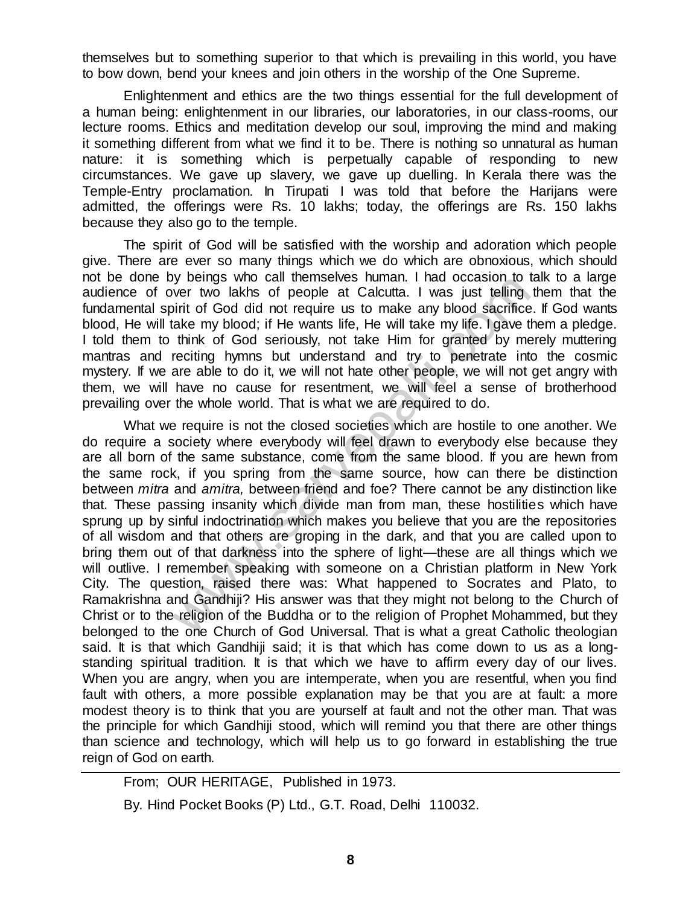themselves but to something superior to that which is prevailing in this world, you have to bow down, bend your knees and join others in the worship of the One Supreme.

Enlightenment and ethics are the two things essential for the full development of a human being: enlightenment in our libraries, our laboratories, in our class-rooms, our lecture rooms. Ethics and meditation develop our soul, improving the mind and making it something different from what we find it to be. There is nothing so unnatural as human nature: it is something which is perpetually capable of responding to new circumstances. We gave up slavery, we gave up duelling. In Kerala there was the Temple-Entry proclamation. In Tirupati I was told that before the Harijans were admitted, the offerings were Rs. 10 lakhs; today, the offerings are Rs. 150 lakhs because they also go to the temple.

The spirit of God will be satisfied with the worship and adoration which people give. There are ever so many things which we do which are obnoxious, which should not be done by beings who call themselves human. I had occasion to talk to a large audience of over two lakhs of people at Calcutta. I was just telling them that the fundamental spirit of God did not require us to make any blood sacrifice. If God wants blood, He will take my blood; if He wants life, He will take my life. I gave them a pledge. I told them to think of God seriously, not take Him for granted by merely muttering mantras and reciting hymns but understand and try to penetrate into the cosmic mystery. If we are able to do it, we will not hate other people, we will not get angry with them, we will have no cause for resentment, we will feel a sense of brotherhood prevailing over the whole world. That is what we are required to do.

What we require is not the closed societies which are hostile to one another. We do require a society where everybody will feel drawn to everybody else because they are all born of the same substance, come from the same blood. If you are hewn from the same rock, if you spring from the same source, how can there be distinction between *mitra* and *amitra,* between friend and foe? There cannot be any distinction like that. These passing insanity which divide man from man, these hostilities which have sprung up by sinful indoctrination which makes you believe that you are the repositories of all wisdom and that others are groping in the dark, and that you are called upon to bring them out of that darkness into the sphere of light—these are all things which we will outlive. I remember speaking with someone on a Christian platform in New York City. The question, raised there was: What happened to Socrates and Plato, to Ramakrishna and Gandhiji? His answer was that they might not belong to the Church of Christ or to the religion of the Buddha or to the religion of Prophet Mohammed, but they belonged to the one Church of God Universal. That is what a great Catholic theologian said. It is that which Gandhiji said; it is that which has come down to us as a long-standing spiritual tradition. It is that which we have to affirm every day of our lives. When you are angry, when you are intemperate, when you are resentful, when you find fault with others, a more possible explanation may be that you are at fault: a more modest theory is to think that you are yourself at fault and not the other man. That was the principle for which Gandhiji stood, which will remind you that there are other things than science and technology, which will help us to go forward in establishing the true reign of God on earth.

---

From; OUR HERITAGE, Published in 1973.

By. Hind Pocket Books (P) Ltd., G.T. Road, Delhi 110032.